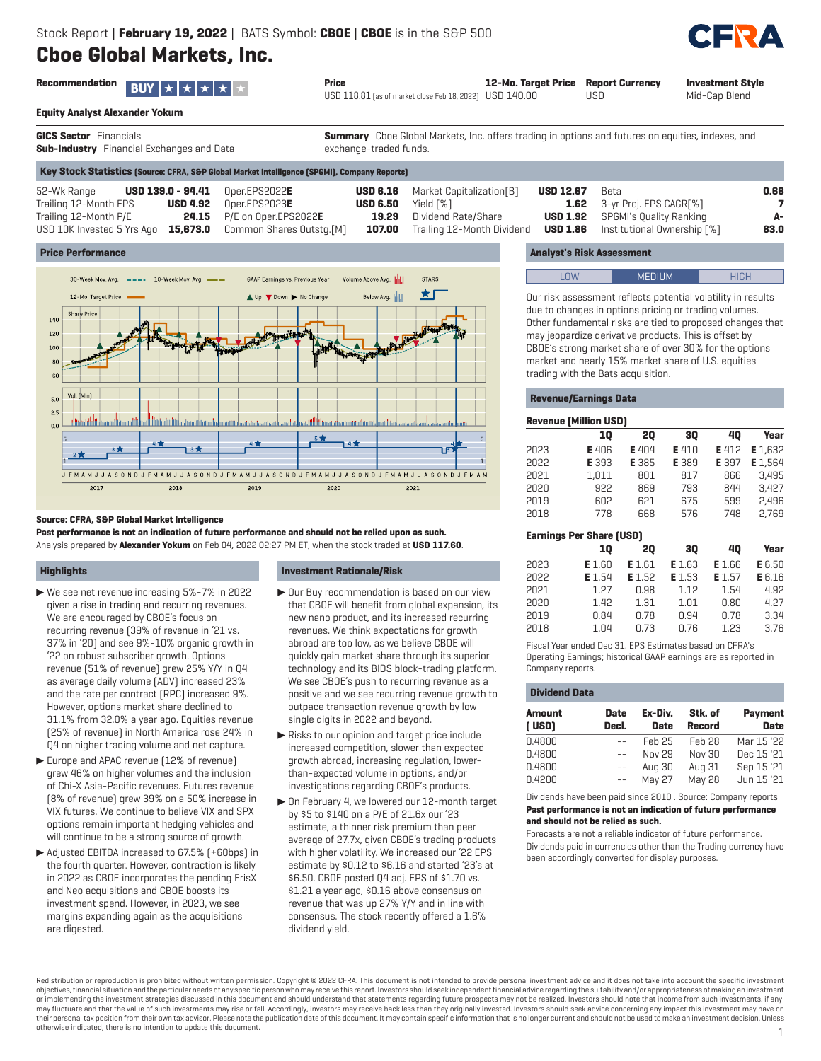Stock Report | **February 19, 2022** | BATS Symbol: **CBOE** | **CBOE** is in the S&P 500

# Cboe Global Markets, Inc.

| Recommendation | Price | 12-Mo. Target Price | Report Currency | Investment Style |
|---|---|---|---|---|
| BUY ★★★★★ | USD 118.81 (as of market close Feb 18, 2022) | USD 140.00 | USD | Mid-Cap Blend |

**Equity Analyst Alexander Yokum**

**GICS Sector** Financials
**Sub-Industry** Financial Exchanges and Data

**Summary** Cboe Global Markets, Inc. offers trading in options and futures on equities, indexes, and exchange-traded funds.

## Key Stock Statistics (Source: CFRA, S&P Global Market Intelligence (SPGMI), Company Reports)

| | | | | | | | |
|---|---|---|---|---|---|---|---|
| 52-Wk Range | USD 139.0 - 94.41 | Oper.EPS2022**E** | USD 6.16 | Market Capitalization[B] | USD 12.67 | Beta | 0.66 |
| Trailing 12-Month EPS | USD 4.92 | Oper.EPS2023**E** | USD 6.50 | Yield [%] | 1.62 | 3-yr Proj. EPS CAGR[%] | 7 |
| Trailing 12-Month P/E | 24.15 | P/E on Oper.EPS2022**E** | 19.29 | Dividend Rate/Share | USD 1.92 | SPGMI's Quality Ranking | A- |
| USD 10K Invested 5 Yrs Ago | 15,673.0 | Common Shares Outstg.[M] | 107.00 | Trailing 12-Month Dividend | USD 1.86 | Institutional Ownership [%] | 83.0 |

## Price Performance

**Source: CFRA, S&P Global Market Intelligence**

**Past performance is not an indication of future performance and should not be relied upon as such.**

Analysis prepared by **Alexander Yokum** on Feb 04, 2022 02:27 PM ET, when the stock traded at **USD 117.60**.

## Highlights

- We see net revenue increasing 5%-7% in 2022 given a rise in trading and recurring revenues. We are encouraged by CBOE's focus on recurring revenue (39% of revenue in '21 vs. 37% in '20) and see 9%-10% organic growth in '22 on robust subscriber growth. Options revenue (51% of revenue) grew 25% Y/Y in Q4 as average daily volume (ADV) increased 23% and the rate per contract (RPC) increased 9%. However, options market share declined to 31.1% from 32.0% a year ago. Equities revenue (25% of revenue) in North America rose 24% in Q4 on higher trading volume and net capture.
- Europe and APAC revenue (12% of revenue) grew 46% on higher volumes and the inclusion of Chi-X Asia-Pacific revenues. Futures revenue (8% of revenue) grew 39% on a 55% increase in VIX futures. We continue to believe VIX and SPX options remain important hedging vehicles and will continue to be a strong source of growth.
- Adjusted EBITDA increased to 67.5% (+60bps) in the fourth quarter. However, contraction is likely in 2022 as CBOE incorporates the pending ErisX and Neo acquisitions and CBOE boosts its investment spend. However, in 2023, we see margins expanding again as the acquisitions are digested.

## Investment Rationale/Risk

- Our Buy recommendation is based on our view that CBOE will benefit from global expansion, its new nano product, and its increased recurring revenues. We think expectations for growth abroad are too low, as we believe CBOE will quickly gain market share through its superior technology and its BIDS block-trading platform. We see CBOE's push to recurring revenue as a positive and we see recurring revenue growth to outpace transaction revenue growth by low single digits in 2022 and beyond.
- Risks to our opinion and target price include increased competition, slower than expected growth abroad, increasing regulation, lower-than-expected volume in options, and/or investigations regarding CBOE's products.
- On February 4, we lowered our 12-month target by $5 to $140 on a P/E of 21.6x our '23 estimate, a thinner risk premium than peer average of 27.7x, given CBOE's trading products with higher volatility. We increased our '22 EPS estimate by $0.12 to $6.16 and started '23's at $6.50. CBOE posted Q4 adj. EPS of $1.70 vs. $1.21 a year ago, $0.16 above consensus on revenue that was up 27% Y/Y and in line with consensus. The stock recently offered a 1.6% dividend yield.

## Analyst's Risk Assessment

LOW | **MEDIUM** | HIGH

Our risk assessment reflects potential volatility in results due to changes in options pricing or trading volumes. Other fundamental risks are tied to proposed changes that may jeopardize derivative products. This is offset by CBOE's strong market share of over 30% for the options market and nearly 15% market share of U.S. equities trading with the Bats acquisition.

## Revenue/Earnings Data

**Revenue (Million USD)**

| | 1Q | 2Q | 3Q | 4Q | Year |
|---|---|---|---|---|---|
| 2023 | E 406 | E 404 | E 410 | E 412 | E 1,632 |
| 2022 | E 393 | E 385 | E 389 | E 397 | E 1,564 |
| 2021 | 1,011 | 801 | 817 | 866 | 3,495 |
| 2020 | 922 | 869 | 793 | 844 | 3,427 |
| 2019 | 602 | 621 | 675 | 599 | 2,496 |
| 2018 | 778 | 668 | 576 | 748 | 2,769 |

**Earnings Per Share (USD)**

| | 1Q | 2Q | 3Q | 4Q | Year |
|---|---|---|---|---|---|
| 2023 | E 1.60 | E 1.61 | E 1.63 | E 1.66 | E 6.50 |
| 2022 | E 1.54 | E 1.52 | E 1.53 | E 1.57 | E 6.16 |
| 2021 | 1.27 | 0.98 | 1.12 | 1.54 | 4.92 |
| 2020 | 1.42 | 1.31 | 1.01 | 0.80 | 4.27 |
| 2019 | 0.84 | 0.78 | 0.94 | 0.78 | 3.34 |
| 2018 | 1.04 | 0.73 | 0.76 | 1.23 | 3.76 |

Fiscal Year ended Dec 31. EPS Estimates based on CFRA's Operating Earnings; historical GAAP earnings are as reported in Company reports.

## Dividend Data

| Amount (USD) | Date Decl. | Ex-Div. Date | Stk. of Record | Payment Date |
|---|---|---|---|---|
| 0.4800 | -- | Feb 25 | Feb 28 | Mar 15 '22 |
| 0.4800 | -- | Nov 29 | Nov 30 | Dec 15 '21 |
| 0.4800 | -- | Aug 30 | Aug 31 | Sep 15 '21 |
| 0.4200 | -- | May 27 | May 28 | Jun 15 '21 |

Dividends have been paid since 2010 . Source: Company reports

**Past performance is not an indication of future performance and should not be relied as such.**

Forecasts are not a reliable indicator of future performance.

Dividends paid in currencies other than the Trading currency have been accordingly converted for display purposes.

Redistribution or reproduction is prohibited without written permission. Copyright © 2022 CFRA. This document is not intended to provide personal investment advice and it does not take into account the specific investment objectives, financial situation and the particular needs of any specific person who may receive this report. Investors should seek independent financial advice regarding the suitability and/or appropriateness of making an investment or implementing the investment strategies discussed in this document and should understand that statements regarding future prospects may not be realized. Investors should note that income from such investments, if any, may fluctuate and that the value of such investments may rise or fall. Accordingly, investors may receive back less than they originally invested. Investors should seek advice concerning any impact this investment may have on their personal tax position from their own tax advisor. Please note the publication date of this document. It may contain specific information that is no longer current and should not be used to make an investment decision. Unless otherwise indicated, there is no intention to update this document.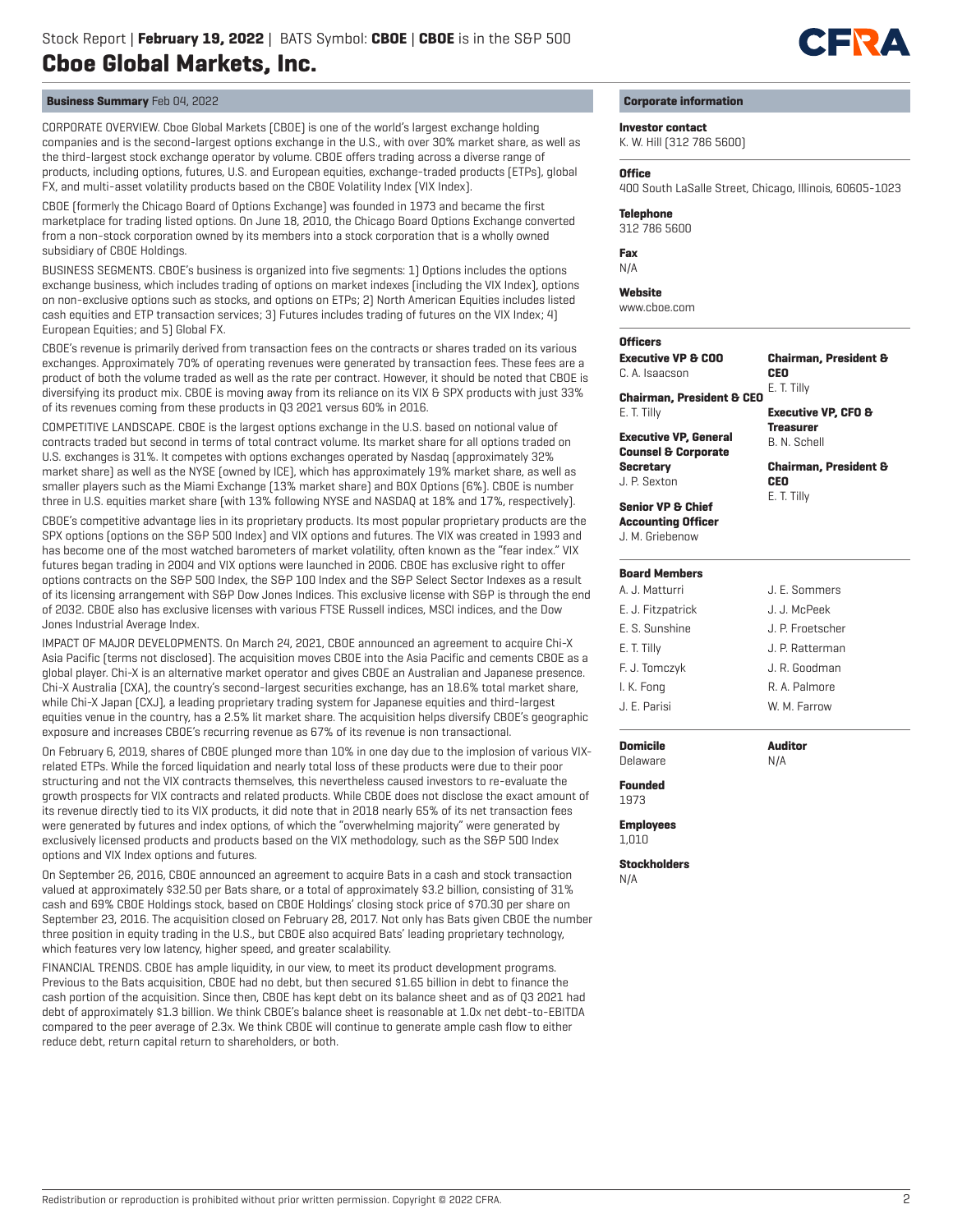## Business Summary Feb 04, 2022

CORPORATE OVERVIEW. Cboe Global Markets (CBOE) is one of the world's largest exchange holding companies and is the second-largest options exchange in the U.S., with over 30% market share, as well as the third-largest stock exchange operator by volume. CBOE offers trading across a diverse range of products, including options, futures, U.S. and European equities, exchange-traded products (ETPs), global FX, and multi-asset volatility products based on the CBOE Volatility Index (VIX Index).

CBOE (formerly the Chicago Board of Options Exchange) was founded in 1973 and became the first marketplace for trading listed options. On June 18, 2010, the Chicago Board Options Exchange converted from a non-stock corporation owned by its members into a stock corporation that is a wholly owned subsidiary of CBOE Holdings.

BUSINESS SEGMENTS. CBOE's business is organized into five segments: 1) Options includes the options exchange business, which includes trading of options on market indexes (including the VIX Index), options on non-exclusive options such as stocks, and options on ETPs; 2) North American Equities includes listed cash equities and ETP transaction services; 3) Futures includes trading of futures on the VIX Index; 4) European Equities; and 5) Global FX.

CBOE's revenue is primarily derived from transaction fees on the contracts or shares traded on its various exchanges. Approximately 70% of operating revenues were generated by transaction fees. These fees are a product of both the volume traded as well as the rate per contract. However, it should be noted that CBOE is diversifying its product mix. CBOE is moving away from its reliance on its VIX & SPX products with just 33% of its revenues coming from these products in Q3 2021 versus 60% in 2016.

COMPETITIVE LANDSCAPE. CBOE is the largest options exchange in the U.S. based on notional value of contracts traded but second in terms of total contract volume. Its market share for all options traded on U.S. exchanges is 31%. It competes with options exchanges operated by Nasdaq (approximately 32% market share) as well as the NYSE (owned by ICE), which has approximately 19% market share, as well as smaller players such as the Miami Exchange (13% market share) and BOX Options (6%). CBOE is number three in U.S. equities market share (with 13% following NYSE and NASDAQ at 18% and 17%, respectively).

CBOE's competitive advantage lies in its proprietary products. Its most popular proprietary products are the SPX options (options on the S&P 500 Index) and VIX options and futures. The VIX was created in 1993 and has become one of the most watched barometers of market volatility, often known as the "fear index." VIX futures began trading in 2004 and VIX options were launched in 2006. CBOE has exclusive right to offer options contracts on the S&P 500 Index, the S&P 100 Index and the S&P Select Sector Indexes as a result of its licensing arrangement with S&P Dow Jones Indices. This exclusive license with S&P is through the end of 2032. CBOE also has exclusive licenses with various FTSE Russell indices, MSCI indices, and the Dow Jones Industrial Average Index.

IMPACT OF MAJOR DEVELOPMENTS. On March 24, 2021, CBOE announced an agreement to acquire Chi-X Asia Pacific (terms not disclosed). The acquisition moves CBOE into the Asia Pacific and cements CBOE as a global player. Chi-X is an alternative market operator and gives CBOE an Australian and Japanese presence. Chi-X Australia (CXA), the country's second-largest securities exchange, has an 18.6% total market share, while Chi-X Japan (CXJ), a leading proprietary trading system for Japanese equities and third-largest equities venue in the country, has a 2.5% lit market share. The acquisition helps diversify CBOE's geographic exposure and increases CBOE's recurring revenue as 67% of its revenue is non transactional.

On February 6, 2019, shares of CBOE plunged more than 10% in one day due to the implosion of various VIX-related ETPs. While the forced liquidation and nearly total loss of these products were due to their poor structuring and not the VIX contracts themselves, this nevertheless caused investors to re-evaluate the growth prospects for VIX contracts and related products. While CBOE does not disclose the exact amount of its revenue directly tied to its VIX products, it did note that in 2018 nearly 65% of its net transaction fees were generated by futures and index options, of which the "overwhelming majority" were generated by exclusively licensed products and products based on the VIX methodology, such as the S&P 500 Index options and VIX Index options and futures.

On September 26, 2016, CBOE announced an agreement to acquire Bats in a cash and stock transaction valued at approximately $32.50 per Bats share, or a total of approximately $3.2 billion, consisting of 31% cash and 69% CBOE Holdings stock, based on CBOE Holdings' closing stock price of $70.30 per share on September 23, 2016. The acquisition closed on February 28, 2017. Not only has Bats given CBOE the number three position in equity trading in the U.S., but CBOE also acquired Bats' leading proprietary technology, which features very low latency, higher speed, and greater scalability.

FINANCIAL TRENDS. CBOE has ample liquidity, in our view, to meet its product development programs. Previous to the Bats acquisition, CBOE had no debt, but then secured $1.65 billion in debt to finance the cash portion of the acquisition. Since then, CBOE has kept debt on its balance sheet and as of Q3 2021 had debt of approximately $1.3 billion. We think CBOE's balance sheet is reasonable at 1.0x net debt-to-EBITDA compared to the peer average of 2.3x. We think CBOE will continue to generate ample cash flow to either reduce debt, return capital return to shareholders, or both.

## Corporate information

**Investor contact**
K. W. Hill (312 786 5600)

**Office**
400 South LaSalle Street, Chicago, Illinois, 60605-1023

**Telephone**
312 786 5600

**Fax**
N/A

**Website**
www.cboe.com

**Officers**

**Executive VP & COO**
C. A. Isaacson

**Chairman, President & CEO**
E. T. Tilly

**Executive VP, General Counsel & Corporate Secretary**
J. P. Sexton

**Senior VP & Chief Accounting Officer**
J. M. Griebenow

**Chairman, President & CEO**
E. T. Tilly

**Executive VP, CFO & Treasurer**
B. N. Schell

**Chairman, President & CEO**
E. T. Tilly

**Board Members**

| | |
|---|---|
| A. J. Matturri | J. E. Sommers |
| E. J. Fitzpatrick | J. J. McPeek |
| E. S. Sunshine | J. P. Froetscher |
| E. T. Tilly | J. P. Ratterman |
| F. J. Tomczyk | J. R. Goodman |
| I. K. Fong | R. A. Palmore |
| J. E. Parisi | W. M. Farrow |

**Domicile**
Delaware

**Auditor**
N/A

**Founded**
1973

**Employees**
1,010

**Stockholders**
N/A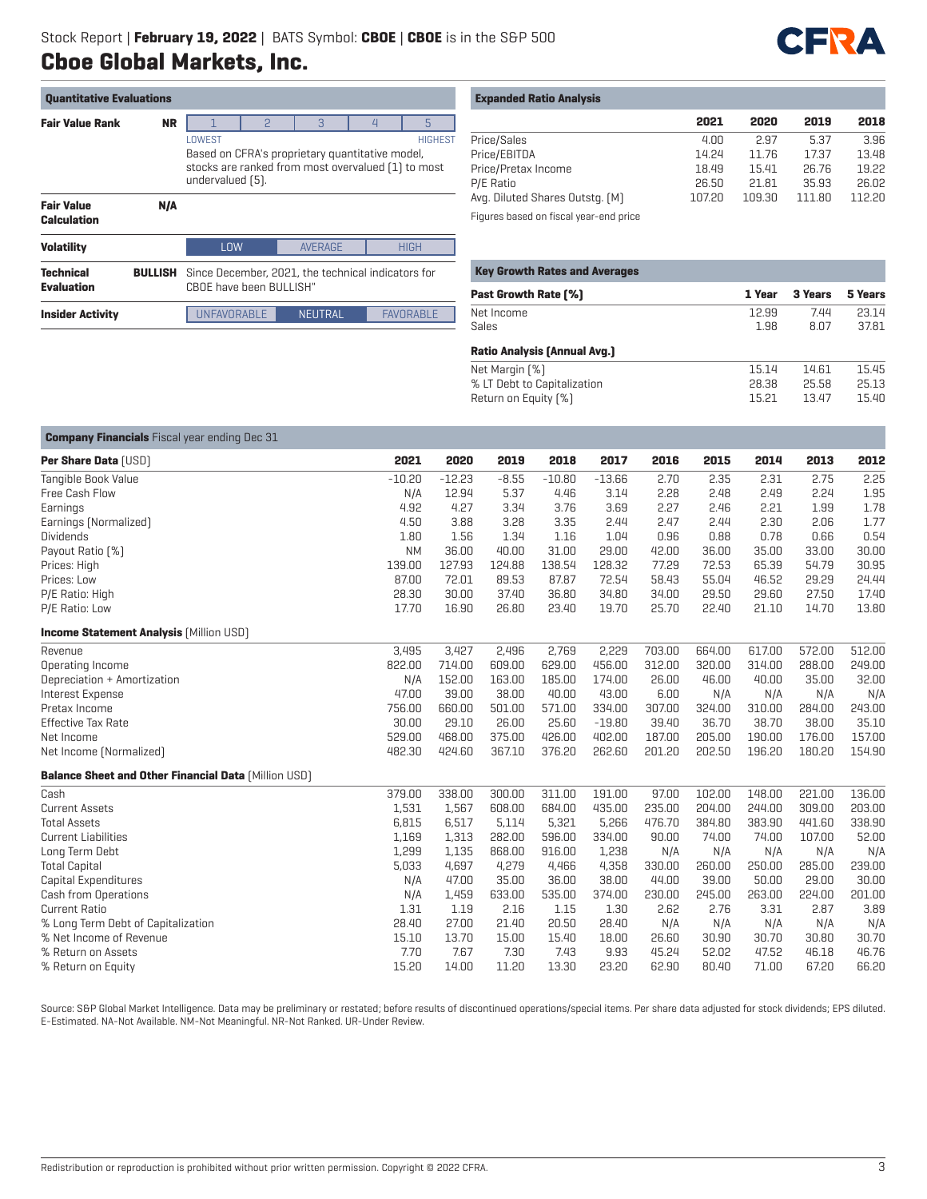Stock Report | **February 19, 2022** | BATS Symbol: **CBOE** | **CBOE** is in the S&P 500

# Cboe Global Markets, Inc.

## Quantitative Evaluations

| | | |
|---|---|---|
| **Fair Value Rank** | **NR** | 1 (LOWEST) – 2 – 3 – 4 – 5 (HIGHEST). Based on CFRA's proprietary quantitative model, stocks are ranked from most overvalued (1) to most undervalued (5). |
| **Fair Value Calculation** | **N/A** | |
| **Volatility** | | LOW – AVERAGE – HIGH |
| **Technical Evaluation** | **BULLISH** | Since December, 2021, the technical indicators for CBOE have been BULLISH" |
| **Insider Activity** | | UNFAVORABLE – NEUTRAL – FAVORABLE |

## Expanded Ratio Analysis

| | 2021 | 2020 | 2019 | 2018 |
|---|---|---|---|---|
| Price/Sales | 4.00 | 2.97 | 5.37 | 3.96 |
| Price/EBITDA | 14.24 | 11.76 | 17.37 | 13.48 |
| Price/Pretax Income | 18.49 | 15.41 | 26.76 | 19.22 |
| P/E Ratio | 26.50 | 21.81 | 35.93 | 26.02 |
| Avg. Diluted Shares Outstg. (M) | 107.20 | 109.30 | 111.80 | 112.20 |

Figures based on fiscal year-end price

## Key Growth Rates and Averages

| **Past Growth Rate (%)** | **1 Year** | **3 Years** | **5 Years** |
|---|---|---|---|
| Net Income | 12.99 | 7.44 | 23.14 |
| Sales | 1.98 | 8.07 | 37.81 |
| **Ratio Analysis (Annual Avg.)** | | | |
| Net Margin (%) | 15.14 | 14.61 | 15.45 |
| % LT Debt to Capitalization | 28.38 | 25.58 | 25.13 |
| Return on Equity (%) | 15.21 | 13.47 | 15.40 |

## Company Financials Fiscal year ending Dec 31

| **Per Share Data** (USD) | 2021 | 2020 | 2019 | 2018 | 2017 | 2016 | 2015 | 2014 | 2013 | 2012 |
|---|---|---|---|---|---|---|---|---|---|---|
| Tangible Book Value | -10.20 | -12.23 | -8.55 | -10.80 | -13.66 | 2.70 | 2.35 | 2.31 | 2.75 | 2.25 |
| Free Cash Flow | N/A | 12.94 | 5.37 | 4.46 | 3.14 | 2.28 | 2.48 | 2.49 | 2.24 | 1.95 |
| Earnings | 4.92 | 4.27 | 3.34 | 3.76 | 3.69 | 2.27 | 2.46 | 2.21 | 1.99 | 1.78 |
| Earnings (Normalized) | 4.50 | 3.88 | 3.28 | 3.35 | 2.44 | 2.47 | 2.44 | 2.30 | 2.06 | 1.77 |
| Dividends | 1.80 | 1.56 | 1.34 | 1.16 | 1.04 | 0.96 | 0.88 | 0.78 | 0.66 | 0.54 |
| Payout Ratio (%) | NM | 36.00 | 40.00 | 31.00 | 29.00 | 42.00 | 36.00 | 35.00 | 33.00 | 30.00 |
| Prices: High | 139.00 | 127.93 | 124.88 | 138.54 | 128.32 | 77.29 | 72.53 | 65.39 | 54.79 | 30.95 |
| Prices: Low | 87.00 | 72.01 | 89.53 | 87.87 | 72.54 | 58.43 | 55.04 | 46.52 | 29.29 | 24.44 |
| P/E Ratio: High | 28.30 | 30.00 | 37.40 | 36.80 | 34.80 | 34.00 | 29.50 | 29.60 | 27.50 | 17.40 |
| P/E Ratio: Low | 17.70 | 16.90 | 26.80 | 23.40 | 19.70 | 25.70 | 22.40 | 21.10 | 14.70 | 13.80 |
| **Income Statement Analysis** (Million USD) | | | | | | | | | | |
| Revenue | 3,495 | 3,427 | 2,496 | 2,769 | 2,229 | 703.00 | 664.00 | 617.00 | 572.00 | 512.00 |
| Operating Income | 822.00 | 714.00 | 609.00 | 629.00 | 456.00 | 312.00 | 320.00 | 314.00 | 288.00 | 249.00 |
| Depreciation + Amortization | N/A | 152.00 | 163.00 | 185.00 | 174.00 | 26.00 | 46.00 | 40.00 | 35.00 | 32.00 |
| Interest Expense | 47.00 | 39.00 | 38.00 | 40.00 | 43.00 | 6.00 | N/A | N/A | N/A | N/A |
| Pretax Income | 756.00 | 660.00 | 501.00 | 571.00 | 334.00 | 307.00 | 324.00 | 310.00 | 284.00 | 243.00 |
| Effective Tax Rate | 30.00 | 29.10 | 26.00 | 25.60 | -19.80 | 39.40 | 36.70 | 38.70 | 38.00 | 35.10 |
| Net Income | 529.00 | 468.00 | 375.00 | 426.00 | 402.00 | 187.00 | 205.00 | 190.00 | 176.00 | 157.00 |
| Net Income (Normalized) | 482.30 | 424.60 | 367.10 | 376.20 | 262.60 | 201.20 | 202.50 | 196.20 | 180.20 | 154.90 |
| **Balance Sheet and Other Financial Data** (Million USD) | | | | | | | | | | |
| Cash | 379.00 | 338.00 | 300.00 | 311.00 | 191.00 | 97.00 | 102.00 | 148.00 | 221.00 | 136.00 |
| Current Assets | 1,531 | 1,567 | 608.00 | 684.00 | 435.00 | 235.00 | 204.00 | 244.00 | 309.00 | 203.00 |
| Total Assets | 6,815 | 6,517 | 5,114 | 5,321 | 5,266 | 476.70 | 384.80 | 383.90 | 441.60 | 338.90 |
| Current Liabilities | 1,169 | 1,313 | 282.00 | 596.00 | 334.00 | 90.00 | 74.00 | 74.00 | 107.00 | 52.00 |
| Long Term Debt | 1,299 | 1,135 | 868.00 | 916.00 | 1,238 | N/A | N/A | N/A | N/A | N/A |
| Total Capital | 5,033 | 4,697 | 4,279 | 4,466 | 4,358 | 330.00 | 260.00 | 250.00 | 285.00 | 239.00 |
| Capital Expenditures | N/A | 47.00 | 35.00 | 36.00 | 38.00 | 44.00 | 39.00 | 50.00 | 29.00 | 30.00 |
| Cash from Operations | N/A | 1,459 | 633.00 | 535.00 | 374.00 | 230.00 | 245.00 | 263.00 | 224.00 | 201.00 |
| Current Ratio | 1.31 | 1.19 | 2.16 | 1.15 | 1.30 | 2.62 | 2.76 | 3.31 | 2.87 | 3.89 |
| % Long Term Debt of Capitalization | 28.40 | 27.00 | 21.40 | 20.50 | 28.40 | N/A | N/A | N/A | N/A | N/A |
| % Net Income of Revenue | 15.10 | 13.70 | 15.00 | 15.40 | 18.00 | 26.60 | 30.90 | 30.70 | 30.80 | 30.70 |
| % Return on Assets | 7.70 | 7.67 | 7.30 | 7.43 | 9.93 | 45.24 | 52.02 | 47.52 | 46.18 | 46.76 |
| % Return on Equity | 15.20 | 14.00 | 11.20 | 13.30 | 23.20 | 62.90 | 80.40 | 71.00 | 67.20 | 66.20 |

Source: S&P Global Market Intelligence. Data may be preliminary or restated; before results of discontinued operations/special items. Per share data adjusted for stock dividends; EPS diluted. E-Estimated. NA-Not Available. NM-Not Meaningful. NR-Not Ranked. UR-Under Review.

Redistribution or reproduction is prohibited without prior written permission. Copyright © 2022 CFRA.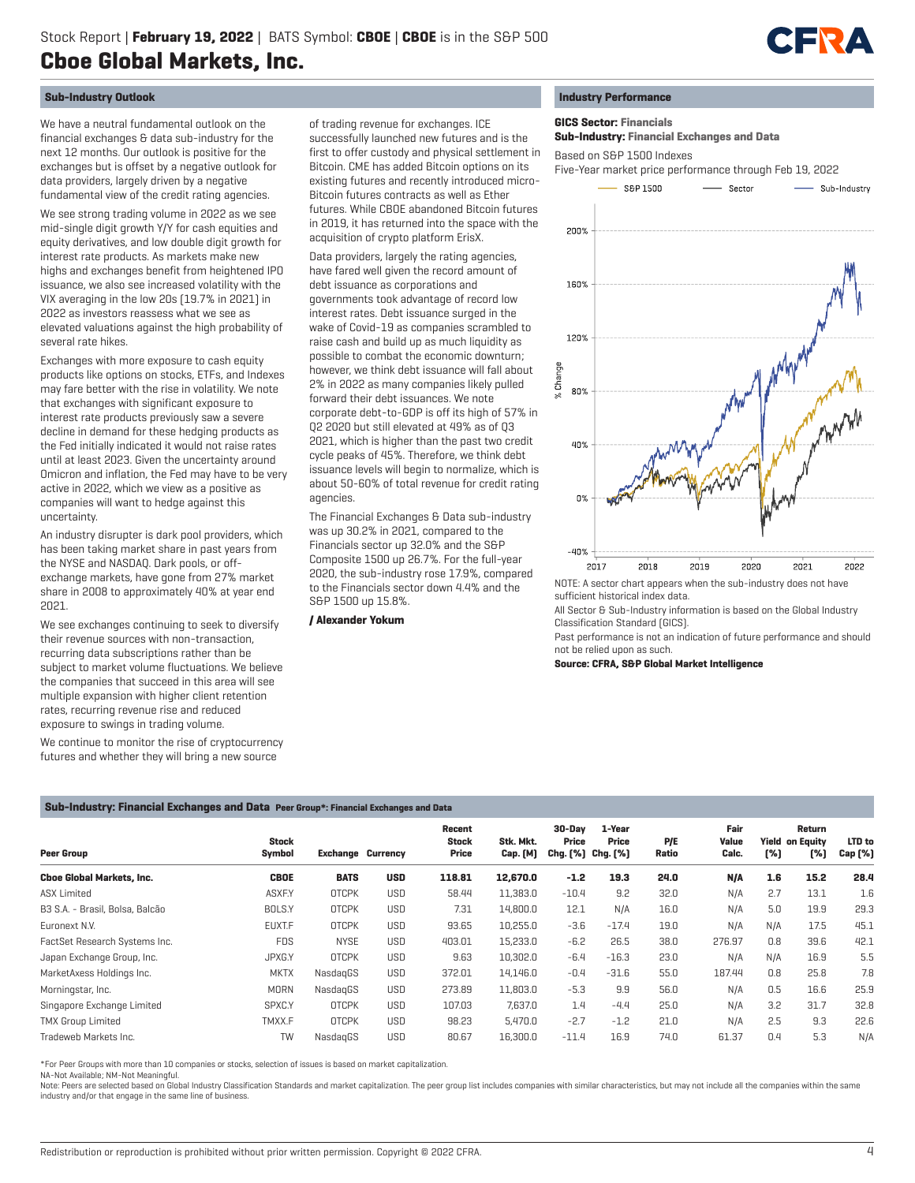## Sub-Industry Outlook

We have a neutral fundamental outlook on the financial exchanges & data sub-industry for the next 12 months. Our outlook is positive for the exchanges but is offset by a negative outlook for data providers, largely driven by a negative fundamental view of the credit rating agencies.

We see strong trading volume in 2022 as we see mid-single digit growth Y/Y for cash equities and equity derivatives, and low double digit growth for interest rate products. As markets make new highs and exchanges benefit from heightened IPO issuance, we also see increased volatility with the VIX averaging in the low 20s (19.7% in 2021) in 2022 as investors reassess what we see as elevated valuations against the high probability of several rate hikes.

Exchanges with more exposure to cash equity products like options on stocks, ETFs, and Indexes may fare better with the rise in volatility. We note that exchanges with significant exposure to interest rate products previously saw a severe decline in demand for these hedging products as the Fed initially indicated it would not raise rates until at least 2023. Given the uncertainty around Omicron and inflation, the Fed may have to be very active in 2022, which we view as a positive as companies will want to hedge against this uncertainty.

An industry disrupter is dark pool providers, which has been taking market share in past years from the NYSE and NASDAQ. Dark pools, or off-exchange markets, have gone from 27% market share in 2008 to approximately 40% at year end 2021.

We see exchanges continuing to seek to diversify their revenue sources with non-transaction, recurring data subscriptions rather than be subject to market volume fluctuations. We believe the companies that succeed in this area will see multiple expansion with higher client retention rates, recurring revenue rise and reduced exposure to swings in trading volume.

We continue to monitor the rise of cryptocurrency futures and whether they will bring a new source of trading revenue for exchanges. ICE successfully launched new futures and is the first to offer custody and physical settlement in Bitcoin. CME has added Bitcoin options on its existing futures and recently introduced micro-Bitcoin futures contracts as well as Ether futures. While CBOE abandoned Bitcoin futures in 2019, it has returned into the space with the acquisition of crypto platform ErisX.

Data providers, largely the rating agencies, have fared well given the record amount of debt issuance as corporations and governments took advantage of record low interest rates. Debt issuance surged in the wake of Covid-19 as companies scrambled to raise cash and build up as much liquidity as possible to combat the economic downturn; however, we think debt issuance will fall about 2% in 2022 as many companies likely pulled forward their debt issuances. We note corporate debt-to-GDP is off its high of 57% in Q2 2020 but still elevated at 49% as of Q3 2021, which is higher than the past two credit cycle peaks of 45%. Therefore, we think debt issuance levels will begin to normalize, which is about 50-60% of total revenue for credit rating agencies.

The Financial Exchanges & Data sub-industry was up 30.2% in 2021, compared to the Financials sector up 32.0% and the S&P Composite 1500 up 26.7%. For the full-year 2020, the sub-industry rose 17.9%, compared to the Financials sector down 4.4% and the S&P 1500 up 15.8%.

**/ Alexander Yokum**

## Industry Performance

**GICS Sector: Financials**
**Sub-Industry: Financial Exchanges and Data**

Based on S&P 1500 Indexes
Five-Year market price performance through Feb 19, 2022

NOTE: A sector chart appears when the sub-industry does not have sufficient historical index data.

All Sector & Sub-Industry information is based on the Global Industry Classification Standard (GICS).

Past performance is not an indication of future performance and should not be relied upon as such.

**Source: CFRA, S&P Global Market Intelligence**

## Sub-Industry: Financial Exchanges and Data  Peer Group*: Financial Exchanges and Data

| Peer Group | Stock Symbol | Exchange | Currency | Recent Stock Price | Stk. Mkt. Cap. [M] | 30-Day Price Chg. [%] | 1-Year Price Chg. [%] | P/E Ratio | Fair Value Calc. | Yield [%] | Return on Equity [%] | LTD to Cap [%] |
|---|---|---|---|---|---|---|---|---|---|---|---|---|
| **Cboe Global Markets, Inc.** | **CBOE** | **BATS** | **USD** | **118.81** | **12,670.0** | **-1.2** | **19.3** | **24.0** | **N/A** | **1.6** | **15.2** | **28.4** |
| ASX Limited | ASXF.Y | OTCPK | USD | 58.44 | 11,383.0 | -10.4 | 9.2 | 32.0 | N/A | 2.7 | 13.1 | 1.6 |
| B3 S.A. - Brasil, Bolsa, Balcão | BOLS.Y | OTCPK | USD | 7.31 | 14,800.0 | 12.1 | N/A | 16.0 | N/A | 5.0 | 19.9 | 29.3 |
| Euronext N.V. | EUXT.F | OTCPK | USD | 93.65 | 10,255.0 | -3.6 | -17.4 | 19.0 | N/A | N/A | 17.5 | 45.1 |
| FactSet Research Systems Inc. | FDS | NYSE | USD | 403.01 | 15,233.0 | -6.2 | 26.5 | 38.0 | 276.97 | 0.8 | 39.6 | 42.1 |
| Japan Exchange Group, Inc. | JPXG.Y | OTCPK | USD | 9.63 | 10,302.0 | -6.4 | -16.3 | 23.0 | N/A | N/A | 16.9 | 5.5 |
| MarketAxess Holdings Inc. | MKTX | NasdaqGS | USD | 372.01 | 14,146.0 | -0.4 | -31.6 | 55.0 | 187.44 | 0.8 | 25.8 | 7.8 |
| Morningstar, Inc. | MORN | NasdaqGS | USD | 273.89 | 11,803.0 | -5.3 | 9.9 | 56.0 | N/A | 0.5 | 16.6 | 25.9 |
| Singapore Exchange Limited | SPXC.Y | OTCPK | USD | 107.03 | 7,637.0 | 1.4 | -4.4 | 25.0 | N/A | 3.2 | 31.7 | 32.8 |
| TMX Group Limited | TMXX.F | OTCPK | USD | 98.23 | 5,470.0 | -2.7 | -1.2 | 21.0 | N/A | 2.5 | 9.3 | 22.6 |
| Tradeweb Markets Inc. | TW | NasdaqGS | USD | 80.67 | 16,300.0 | -11.4 | 16.9 | 74.0 | 61.37 | 0.4 | 5.3 | N/A |

*For Peer Groups with more than 10 companies or stocks, selection of issues is based on market capitalization.
NA-Not Available; NM-Not Meaningful.
Note: Peers are selected based on Global Industry Classification Standards and market capitalization. The peer group list includes companies with similar characteristics, but may not include all the companies within the same industry and/or that engage in the same line of business.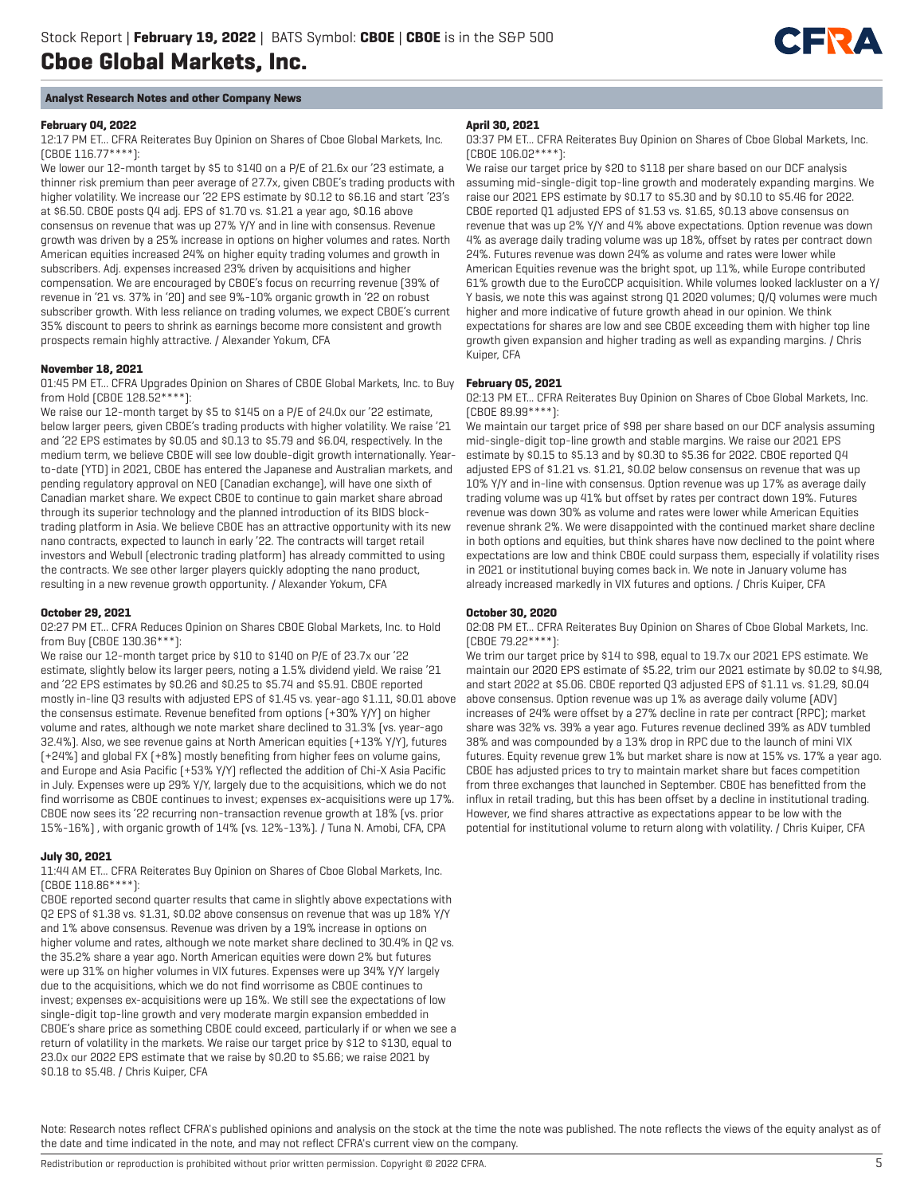## Analyst Research Notes and other Company News

**February 04, 2022**

12:17 PM ET... CFRA Reiterates Buy Opinion on Shares of Cboe Global Markets, Inc. (CBOE 116.77****):

We lower our 12-month target by $5 to $140 on a P/E of 21.6x our '23 estimate, a thinner risk premium than peer average of 27.7x, given CBOE's trading products with higher volatility. We increase our '22 EPS estimate by $0.12 to $6.16 and start '23's at $6.50. CBOE posts Q4 adj. EPS of $1.70 vs. $1.21 a year ago, $0.16 above consensus on revenue that was up 27% Y/Y and in line with consensus. Revenue growth was driven by a 25% increase in options on higher volumes and rates. North American equities increased 24% on higher equity trading volumes and growth in subscribers. Adj. expenses increased 23% driven by acquisitions and higher compensation. We are encouraged by CBOE's focus on recurring revenue (39% of revenue in '21 vs. 37% in '20) and see 9%-10% organic growth in '22 on robust subscriber growth. With less reliance on trading volumes, we expect CBOE's current 35% discount to peers to shrink as earnings become more consistent and growth prospects remain highly attractive. / Alexander Yokum, CFA

**November 18, 2021**

01:45 PM ET... CFRA Upgrades Opinion on Shares of CBOE Global Markets, Inc. to Buy from Hold (CBOE 128.52****):

We raise our 12-month target by $5 to $145 on a P/E of 24.0x our '22 estimate, below larger peers, given CBOE's trading products with higher volatility. We raise '21 and '22 EPS estimates by $0.05 and $0.13 to $5.79 and $6.04, respectively. In the medium term, we believe CBOE will see low double-digit growth internationally. Year-to-date (YTD) in 2021, CBOE has entered the Japanese and Australian markets, and pending regulatory approval on NEO (Canadian exchange), will have one sixth of Canadian market share. We expect CBOE to continue to gain market share abroad through its superior technology and the planned introduction of its BIDS block-trading platform in Asia. We believe CBOE has an attractive opportunity with its new nano contracts, expected to launch in early '22. The contracts will target retail investors and Webull (electronic trading platform) has already committed to using the contracts. We see other larger players quickly adopting the nano product, resulting in a new revenue growth opportunity. / Alexander Yokum, CFA

**October 29, 2021**

02:27 PM ET... CFRA Reduces Opinion on Shares CBOE Global Markets, Inc. to Hold from Buy (CBOE 130.36***):

We raise our 12-month target price by $10 to $140 on P/E of 23.7x our '22 estimate, slightly below its larger peers, noting a 1.5% dividend yield. We raise '21 and '22 EPS estimates by $0.26 and $0.25 to $5.74 and $5.91. CBOE reported mostly in-line Q3 results with adjusted EPS of $1.45 vs. year-ago $1.11, $0.01 above the consensus estimate. Revenue benefited from options (+30% Y/Y) on higher volume and rates, although we note market share declined to 31.3% (vs. year-ago 32.4%). Also, we see revenue gains at North American equities (+13% Y/Y), futures (+24%) and global FX (+8%) mostly benefiting from higher fees on volume gains, and Europe and Asia Pacific (+53% Y/Y) reflected the addition of Chi-X Asia Pacific in July. Expenses were up 29% Y/Y, largely due to the acquisitions, which we do not find worrisome as CBOE continues to invest; expenses ex-acquisitions were up 17%. CBOE now sees its '22 recurring non-transaction revenue growth at 18% (vs. prior 15%-16%) , with organic growth of 14% (vs. 12%-13%). / Tuna N. Amobi, CFA, CPA

**July 30, 2021**

11:44 AM ET... CFRA Reiterates Buy Opinion on Shares of Cboe Global Markets, Inc. (CBOE 118.86****):

CBOE reported second quarter results that came in slightly above expectations with Q2 EPS of $1.38 vs. $1.31, $0.02 above consensus on revenue that was up 18% Y/Y and 1% above consensus. Revenue was driven by a 19% increase in options on higher volume and rates, although we note market share declined to 30.4% in Q2 vs. the 35.2% share a year ago. North American equities were down 2% but futures were up 31% on higher volumes in VIX futures. Expenses were up 34% Y/Y largely due to the acquisitions, which we do not find worrisome as CBOE continues to invest; expenses ex-acquisitions were up 16%. We still see the expectations of low single-digit top-line growth and very moderate margin expansion embedded in CBOE's share price as something CBOE could exceed, particularly if or when we see a return of volatility in the markets. We raise our target price by $12 to $130, equal to 23.0x our 2022 EPS estimate that we raise by $0.20 to $5.66; we raise 2021 by $0.18 to $5.48. / Chris Kuiper, CFA

**April 30, 2021**

03:37 PM ET... CFRA Reiterates Buy Opinion on Shares of Cboe Global Markets, Inc. (CBOE 106.02****):

We raise our target price by $20 to $118 per share based on our DCF analysis assuming mid-single-digit top-line growth and moderately expanding margins. We raise our 2021 EPS estimate by $0.17 to $5.30 and by $0.10 to $5.46 for 2022. CBOE reported Q1 adjusted EPS of $1.53 vs. $1.65, $0.13 above consensus on revenue that was up 2% Y/Y and 4% above expectations. Option revenue was down 4% as average daily trading volume was up 18%, offset by rates per contract down 24%. Futures revenue was down 24% as volume and rates were lower while American Equities revenue was the bright spot, up 11%, while Europe contributed 61% growth due to the EuroCCP acquisition. While volumes looked lackluster on a Y/Y basis, we note this was against strong Q1 2020 volumes; Q/Q volumes were much higher and more indicative of future growth ahead in our opinion. We think expectations for shares are low and see CBOE exceeding them with higher top line growth given expansion and higher trading as well as expanding margins. / Chris Kuiper, CFA

**February 05, 2021**

02:13 PM ET... CFRA Reiterates Buy Opinion on Shares of Cboe Global Markets, Inc. (CBOE 89.99****):

We maintain our target price of $98 per share based on our DCF analysis assuming mid-single-digit top-line growth and stable margins. We raise our 2021 EPS estimate by $0.15 to $5.13 and by $0.30 to $5.36 for 2022. CBOE reported Q4 adjusted EPS of $1.21 vs. $1.21, $0.02 below consensus on revenue that was up 10% Y/Y and in-line with consensus. Option revenue was up 17% as average daily trading volume was up 41% but offset by rates per contract down 19%. Futures revenue was down 30% as volume and rates were lower while American Equities revenue shrank 2%. We were disappointed with the continued market share decline in both options and equities, but think shares have now declined to the point where expectations are low and think CBOE could surpass them, especially if volatility rises in 2021 or institutional buying comes back in. We note in January volume has already increased markedly in VIX futures and options. / Chris Kuiper, CFA

**October 30, 2020**

02:08 PM ET... CFRA Reiterates Buy Opinion on Shares of Cboe Global Markets, Inc. (CBOE 79.22****):

We trim our target price by $14 to $98, equal to 19.7x our 2021 EPS estimate. We maintain our 2020 EPS estimate of $5.22, trim our 2021 estimate by $0.02 to $4.98, and start 2022 at $5.06. CBOE reported Q3 adjusted EPS of $1.11 vs. $1.29, $0.04 above consensus. Option revenue was up 1% as average daily volume (ADV) increases of 24% were offset by a 27% decline in rate per contract (RPC); market share was 32% vs. 39% a year ago. Futures revenue declined 39% as ADV tumbled 38% and was compounded by a 13% drop in RPC due to the launch of mini VIX futures. Equity revenue grew 1% but market share is now at 15% vs. 17% a year ago. CBOE has adjusted prices to try to maintain market share but faces competition from three exchanges that launched in September. CBOE has benefitted from the influx in retail trading, but this has been offset by a decline in institutional trading. However, we find shares attractive as expectations appear to be low with the potential for institutional volume to return along with volatility. / Chris Kuiper, CFA

Note: Research notes reflect CFRA's published opinions and analysis on the stock at the time the note was published. The note reflects the views of the equity analyst as of the date and time indicated in the note, and may not reflect CFRA's current view on the company.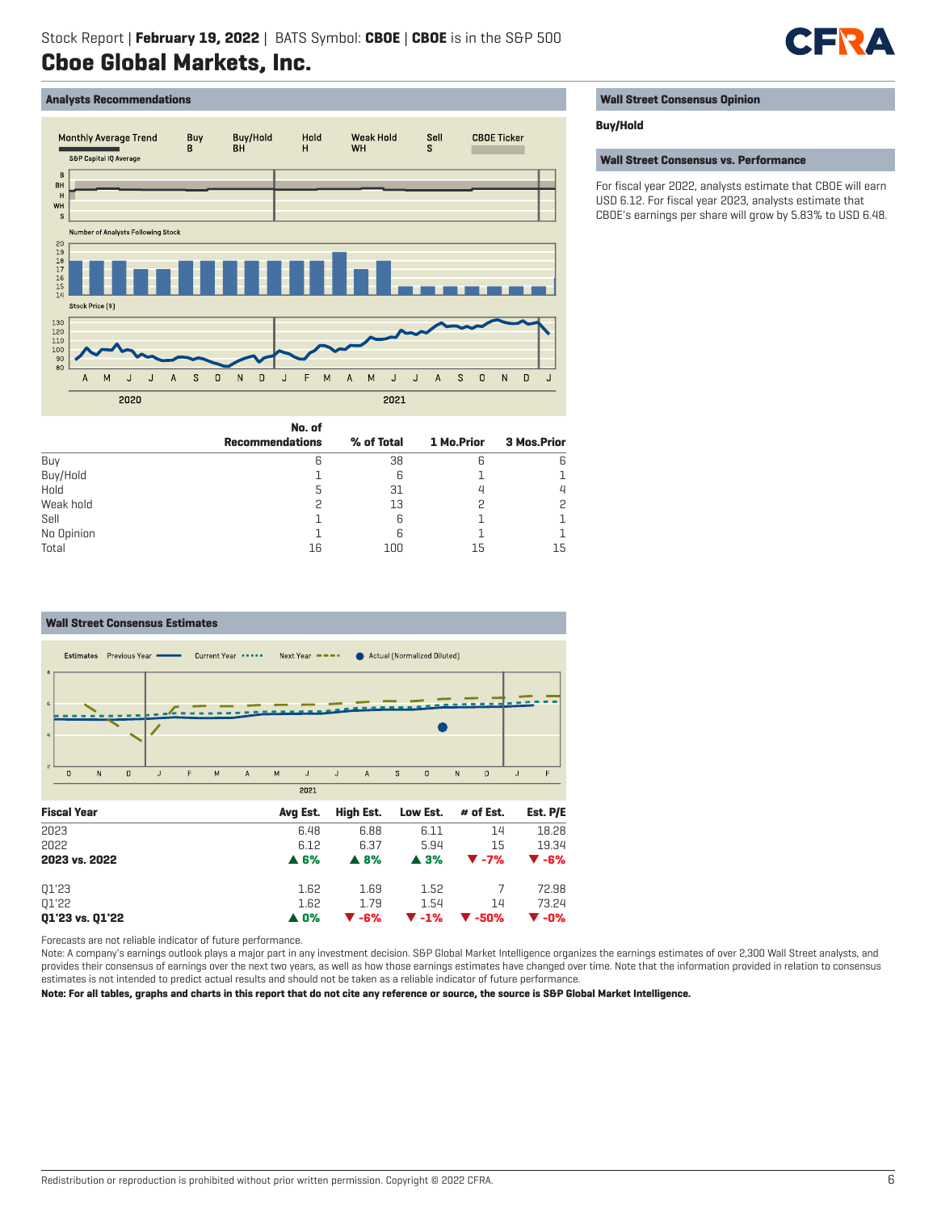## Cboe Global Markets, Inc.

### Analysts Recommendations

| | No. of Recommendations | % of Total | 1 Mo.Prior | 3 Mos.Prior |
|---|---|---|---|---|
| Buy | 6 | 38 | 6 | 6 |
| Buy/Hold | 1 | 6 | 1 | 1 |
| Hold | 5 | 31 | 4 | 4 |
| Weak hold | 2 | 13 | 2 | 2 |
| Sell | 1 | 6 | 1 | 1 |
| No Opinion | 1 | 6 | 1 | 1 |
| Total | 16 | 100 | 15 | 15 |

### Wall Street Consensus Opinion

**Buy/Hold**

### Wall Street Consensus vs. Performance

For fiscal year 2022, analysts estimate that CBOE will earn USD 6.12. For fiscal year 2023, analysts estimate that CBOE's earnings per share will grow by 5.83% to USD 6.48.

### Wall Street Consensus Estimates

| Fiscal Year | Avg Est. | High Est. | Low Est. | # of Est. | Est. P/E |
|---|---|---|---|---|---|
| 2023 | 6.48 | 6.88 | 6.11 | 14 | 18.28 |
| 2022 | 6.12 | 6.37 | 5.94 | 15 | 19.34 |
| **2023 vs. 2022** | **▲ 6%** | **▲ 8%** | **▲ 3%** | **▼ -7%** | **▼ -6%** |
| | | | | | |
| Q1'23 | 1.62 | 1.69 | 1.52 | 7 | 72.98 |
| Q1'22 | 1.62 | 1.79 | 1.54 | 14 | 73.24 |
| **Q1'23 vs. Q1'22** | **▲ 0%** | **▼ -6%** | **▼ -1%** | **▼ -50%** | **▼ -0%** |

Forecasts are not reliable indicator of future performance.

Note: A company's earnings outlook plays a major part in any investment decision. S&P Global Market Intelligence organizes the earnings estimates of over 2,300 Wall Street analysts, and provides their consensus of earnings over the next two years, as well as how those earnings estimates have changed over time. Note that the information provided in relation to consensus estimates is not intended to predict actual results and should not be taken as a reliable indicator of future performance.

**Note: For all tables, graphs and charts in this report that do not cite any reference or source, the source is S&P Global Market Intelligence.**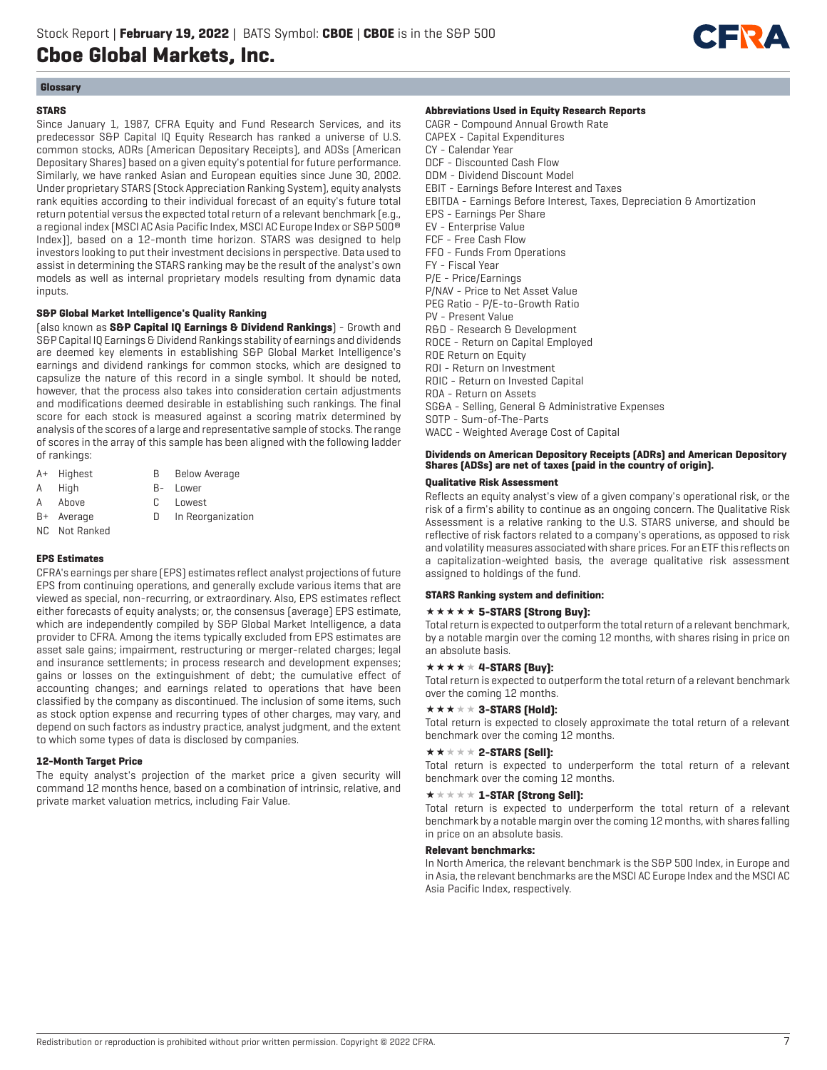## Glossary

### STARS

Since January 1, 1987, CFRA Equity and Fund Research Services, and its predecessor S&P Capital IQ Equity Research has ranked a universe of U.S. common stocks, ADRs (American Depositary Receipts), and ADSs (American Depositary Shares) based on a given equity's potential for future performance. Similarly, we have ranked Asian and European equities since June 30, 2002. Under proprietary STARS (Stock Appreciation Ranking System), equity analysts rank equities according to their individual forecast of an equity's future total return potential versus the expected total return of a relevant benchmark (e.g., a regional index (MSCI AC Asia Pacific Index, MSCI AC Europe Index or S&P 500® Index)), based on a 12-month time horizon. STARS was designed to help investors looking to put their investment decisions in perspective. Data used to assist in determining the STARS ranking may be the result of the analyst's own models as well as internal proprietary models resulting from dynamic data inputs.

### S&P Global Market Intelligence's Quality Ranking

(also known as **S&P Capital IQ Earnings & Dividend Rankings**) - Growth and S&P Capital IQ Earnings & Dividend Rankings stability of earnings and dividends are deemed key elements in establishing S&P Global Market Intelligence's earnings and dividend rankings for common stocks, which are designed to capsulize the nature of this record in a single symbol. It should be noted, however, that the process also takes into consideration certain adjustments and modifications deemed desirable in establishing such rankings. The final score for each stock is measured against a scoring matrix determined by analysis of the scores of a large and representative sample of stocks. The range of scores in the array of this sample has been aligned with the following ladder of rankings:

| | | | |
|---|---|---|---|
| A+ | Highest | B | Below Average |
| A | High | B- | Lower |
| A | Above | C | Lowest |
| B+ | Average | D | In Reorganization |
| NC | Not Ranked | | |

### EPS Estimates

CFRA's earnings per share (EPS) estimates reflect analyst projections of future EPS from continuing operations, and generally exclude various items that are viewed as special, non-recurring, or extraordinary. Also, EPS estimates reflect either forecasts of equity analysts; or, the consensus (average) EPS estimate, which are independently compiled by S&P Global Market Intelligence, a data provider to CFRA. Among the items typically excluded from EPS estimates are asset sale gains; impairment, restructuring or merger-related charges; legal and insurance settlements; in process research and development expenses; gains or losses on the extinguishment of debt; the cumulative effect of accounting changes; and earnings related to operations that have been classified by the company as discontinued. The inclusion of some items, such as stock option expense and recurring types of other charges, may vary, and depend on such factors as industry practice, analyst judgment, and the extent to which some types of data is disclosed by companies.

### 12-Month Target Price

The equity analyst's projection of the market price a given security will command 12 months hence, based on a combination of intrinsic, relative, and private market valuation metrics, including Fair Value.

### Abbreviations Used in Equity Research Reports

CAGR - Compound Annual Growth Rate
CAPEX - Capital Expenditures
CY - Calendar Year
DCF - Discounted Cash Flow
DDM - Dividend Discount Model
EBIT - Earnings Before Interest and Taxes
EBITDA - Earnings Before Interest, Taxes, Depreciation & Amortization
EPS - Earnings Per Share
EV - Enterprise Value
FCF - Free Cash Flow
FFO - Funds From Operations
FY - Fiscal Year
P/E - Price/Earnings
P/NAV - Price to Net Asset Value
PEG Ratio - P/E-to-Growth Ratio
PV - Present Value
R&D - Research & Development
ROCE - Return on Capital Employed
ROE Return on Equity
ROI - Return on Investment
ROIC - Return on Invested Capital
ROA - Return on Assets
SG&A - Selling, General & Administrative Expenses
SOTP - Sum-of-The-Parts
WACC - Weighted Average Cost of Capital

**Dividends on American Depository Receipts (ADRs) and American Depository Shares (ADSs) are net of taxes (paid in the country of origin).**

### Qualitative Risk Assessment

Reflects an equity analyst's view of a given company's operational risk, or the risk of a firm's ability to continue as an ongoing concern. The Qualitative Risk Assessment is a relative ranking to the U.S. STARS universe, and should be reflective of risk factors related to a company's operations, as opposed to risk and volatility measures associated with share prices. For an ETF this reflects on a capitalization-weighted basis, the average qualitative risk assessment assigned to holdings of the fund.

### STARS Ranking system and definition:

**★★★★★ 5-STARS (Strong Buy):**
Total return is expected to outperform the total return of a relevant benchmark, by a notable margin over the coming 12 months, with shares rising in price on an absolute basis.

**★★★★☆ 4-STARS (Buy):**
Total return is expected to outperform the total return of a relevant benchmark over the coming 12 months.

**★★★☆☆ 3-STARS (Hold):**
Total return is expected to closely approximate the total return of a relevant benchmark over the coming 12 months.

**★★☆☆☆ 2-STARS (Sell):**
Total return is expected to underperform the total return of a relevant benchmark over the coming 12 months.

**★☆☆☆☆ 1-STAR (Strong Sell):**
Total return is expected to underperform the total return of a relevant benchmark by a notable margin over the coming 12 months, with shares falling in price on an absolute basis.

### Relevant benchmarks:

In North America, the relevant benchmark is the S&P 500 Index, in Europe and in Asia, the relevant benchmarks are the MSCI AC Europe Index and the MSCI AC Asia Pacific Index, respectively.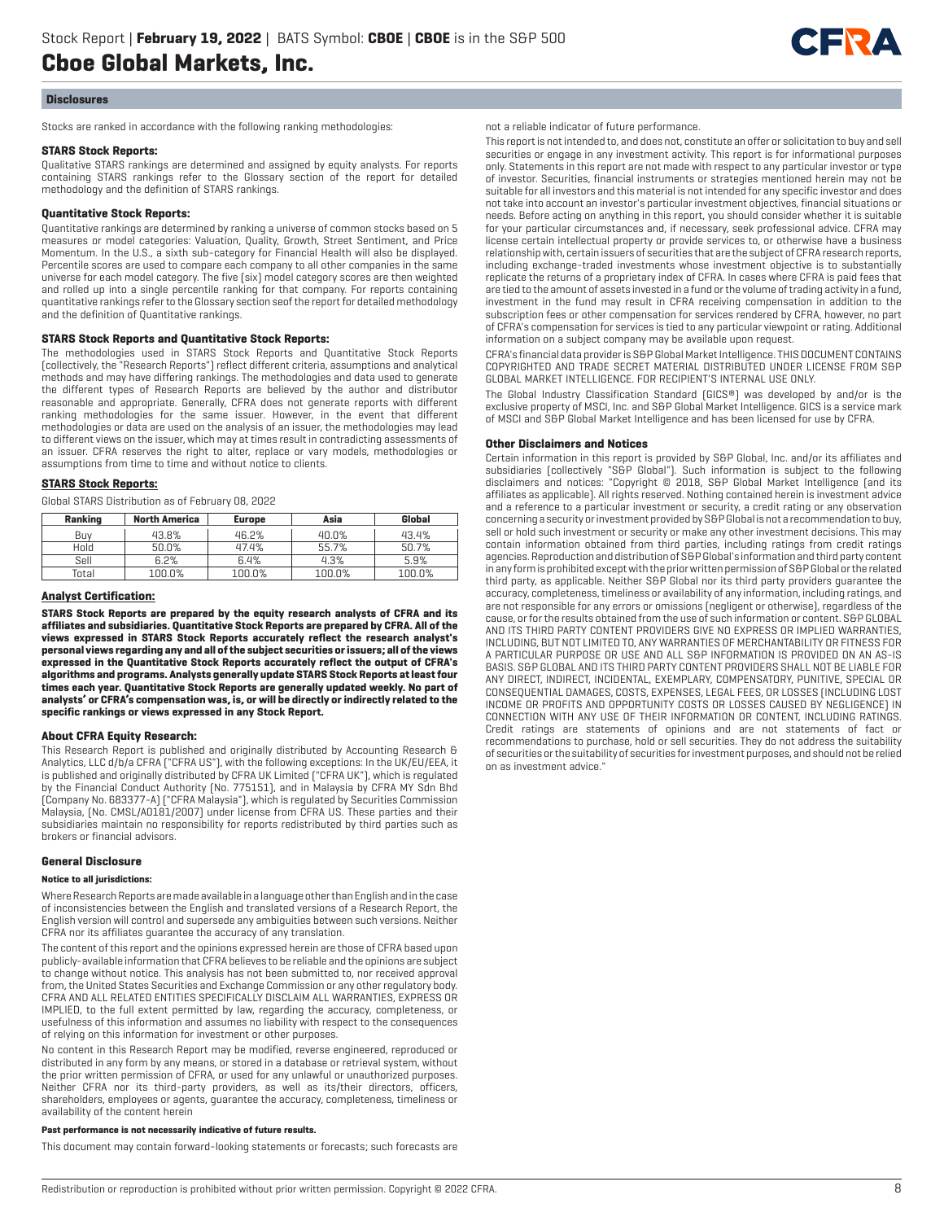## Disclosures

Stocks are ranked in accordance with the following ranking methodologies:

### STARS Stock Reports:

Qualitative STARS rankings are determined and assigned by equity analysts. For reports containing STARS rankings refer to the Glossary section of the report for detailed methodology and the definition of STARS rankings.

### Quantitative Stock Reports:

Quantitative rankings are determined by ranking a universe of common stocks based on 5 measures or model categories: Valuation, Quality, Growth, Street Sentiment, and Price Momentum. In the U.S., a sixth sub-category for Financial Health will also be displayed. Percentile scores are used to compare each company to all other companies in the same universe for each model category. The five (six) model category scores are then weighted and rolled up into a single percentile ranking for that company. For reports containing quantitative rankings refer to the Glossary section seof the report for detailed methodology and the definition of Quantitative rankings.

### STARS Stock Reports and Quantitative Stock Reports:

The methodologies used in STARS Stock Reports and Quantitative Stock Reports (collectively, the "Research Reports") reflect different criteria, assumptions and analytical methods and may have differing rankings. The methodologies and data used to generate the different types of Research Reports are believed by the author and distributor reasonable and appropriate. Generally, CFRA does not generate reports with different ranking methodologies for the same issuer. However, in the event that different methodologies or data are used on the analysis of an issuer, the methodologies may lead to different views on the issuer, which may at times result in contradicting assessments of an issuer. CFRA reserves the right to alter, replace or vary models, methodologies or assumptions from time to time and without notice to clients.

### STARS Stock Reports:

Global STARS Distribution as of February 08, 2022

| Ranking | North America | Europe | Asia | Global |
|---|---|---|---|---|
| Buy | 43.8% | 46.2% | 40.0% | 43.4% |
| Hold | 50.0% | 47.4% | 55.7% | 50.7% |
| Sell | 6.2% | 6.4% | 4.3% | 5.9% |
| Total | 100.0% | 100.0% | 100.0% | 100.0% |

### Analyst Certification:

**STARS Stock Reports are prepared by the equity research analysts of CFRA and its affiliates and subsidiaries. Quantitative Stock Reports are prepared by CFRA. All of the views expressed in STARS Stock Reports accurately reflect the research analyst's personal views regarding any and all of the subject securities or issuers; all of the views expressed in the Quantitative Stock Reports accurately reflect the output of CFRA's algorithms and programs. Analysts generally update STARS Stock Reports at least four times each year. Quantitative Stock Reports are generally updated weekly. No part of analysts' or CFRA's compensation was, is, or will be directly or indirectly related to the specific rankings or views expressed in any Stock Report.**

### About CFRA Equity Research:

This Research Report is published and originally distributed by Accounting Research & Analytics, LLC d/b/a CFRA ("CFRA US"), with the following exceptions: In the UK/EU/EEA, it is published and originally distributed by CFRA UK Limited ("CFRA UK"), which is regulated by the Financial Conduct Authority (No. 775151), and in Malaysia by CFRA MY Sdn Bhd (Company No. 683377-A) ("CFRA Malaysia"), which is regulated by Securities Commission Malaysia, (No. CMSL/A0181/2007) under license from CFRA US. These parties and their subsidiaries maintain no responsibility for reports redistributed by third parties such as brokers or financial advisors.

### General Disclosure

**Notice to all jurisdictions:**

Where Research Reports are made available in a language other than English and in the case of inconsistencies between the English and translated versions of a Research Report, the English version will control and supersede any ambiguities between such versions. Neither CFRA nor its affiliates guarantee the accuracy of any translation.

The content of this report and the opinions expressed herein are those of CFRA based upon publicly-available information that CFRA believes to be reliable and the opinions are subject to change without notice. This analysis has not been submitted to, nor received approval from, the United States Securities and Exchange Commission or any other regulatory body. CFRA AND ALL RELATED ENTITIES SPECIFICALLY DISCLAIM ALL WARRANTIES, EXPRESS OR IMPLIED, to the full extent permitted by law, regarding the accuracy, completeness, or usefulness of this information and assumes no liability with respect to the consequences of relying on this information for investment or other purposes.

No content in this Research Report may be modified, reverse engineered, reproduced or distributed in any form by any means, or stored in a database or retrieval system, without the prior written permission of CFRA, or used for any unlawful or unauthorized purposes. Neither CFRA nor its third-party providers, as well as its/their directors, officers, shareholders, employees or agents, guarantee the accuracy, completeness, timeliness or availability of the content herein

**Past performance is not necessarily indicative of future results.**

This document may contain forward-looking statements or forecasts; such forecasts are not a reliable indicator of future performance.

This report is not intended to, and does not, constitute an offer or solicitation to buy and sell securities or engage in any investment activity. This report is for informational purposes only. Statements in this report are not made with respect to any particular investor or type of investor. Securities, financial instruments or strategies mentioned herein may not be suitable for all investors and this material is not intended for any specific investor and does not take into account an investor's particular investment objectives, financial situations or needs. Before acting on anything in this report, you should consider whether it is suitable for your particular circumstances and, if necessary, seek professional advice. CFRA may license certain intellectual property or provide services to, or otherwise have a business relationship with, certain issuers of securities that are the subject of CFRA research reports, including exchange-traded investments whose investment objective is to substantially replicate the returns of a proprietary index of CFRA. In cases where CFRA is paid fees that are tied to the amount of assets invested in a fund or the volume of trading activity in a fund, investment in the fund may result in CFRA receiving compensation in addition to the subscription fees or other compensation for services rendered by CFRA, however, no part of CFRA's compensation for services is tied to any particular viewpoint or rating. Additional information on a subject company may be available upon request.

CFRA's financial data provider is S&P Global Market Intelligence. THIS DOCUMENT CONTAINS COPYRIGHTED AND TRADE SECRET MATERIAL DISTRIBUTED UNDER LICENSE FROM S&P GLOBAL MARKET INTELLIGENCE. FOR RECIPIENT'S INTERNAL USE ONLY.

The Global Industry Classification Standard (GICS®) was developed by and/or is the exclusive property of MSCI, Inc. and S&P Global Market Intelligence. GICS is a service mark of MSCI and S&P Global Market Intelligence and has been licensed for use by CFRA.

### Other Disclaimers and Notices

Certain information in this report is provided by S&P Global, Inc. and/or its affiliates and subsidiaries (collectively "S&P Global"). Such information is subject to the following disclaimers and notices: "Copyright © 2018, S&P Global Market Intelligence (and its affiliates as applicable). All rights reserved. Nothing contained herein is investment advice and a reference to a particular investment or security, a credit rating or any observation concerning a security or investment provided by S&P Global is not a recommendation to buy, sell or hold such investment or security or make any other investment decisions. This may contain information obtained from third parties, including ratings from credit ratings agencies. Reproduction and distribution of S&P Global's information and third party content in any form is prohibited except with the prior written permission of S&P Global or the related third party, as applicable. Neither S&P Global nor its third party providers guarantee the accuracy, completeness, timeliness or availability of any information, including ratings, and are not responsible for any errors or omissions (negligent or otherwise), regardless of the cause, or for the results obtained from the use of such information or content. S&P GLOBAL AND ITS THIRD PARTY CONTENT PROVIDERS GIVE NO EXPRESS OR IMPLIED WARRANTIES, INCLUDING, BUT NOT LIMITED TO, ANY WARRANTIES OF MERCHANTABILITY OR FITNESS FOR A PARTICULAR PURPOSE OR USE AND ALL S&P INFORMATION IS PROVIDED ON AN AS-IS BASIS. S&P GLOBAL AND ITS THIRD PARTY CONTENT PROVIDERS SHALL NOT BE LIABLE FOR ANY DIRECT, INDIRECT, INCIDENTAL, EXEMPLARY, COMPENSATORY, PUNITIVE, SPECIAL OR CONSEQUENTIAL DAMAGES, COSTS, EXPENSES, LEGAL FEES, OR LOSSES (INCLUDING LOST INCOME OR PROFITS AND OPPORTUNITY COSTS OR LOSSES CAUSED BY NEGLIGENCE) IN CONNECTION WITH ANY USE OF THEIR INFORMATION OR CONTENT, INCLUDING RATINGS. Credit ratings are statements of opinions and are not statements of fact or recommendations to purchase, hold or sell securities. They do not address the suitability of securities or the suitability of securities for investment purposes, and should not be relied on as investment advice."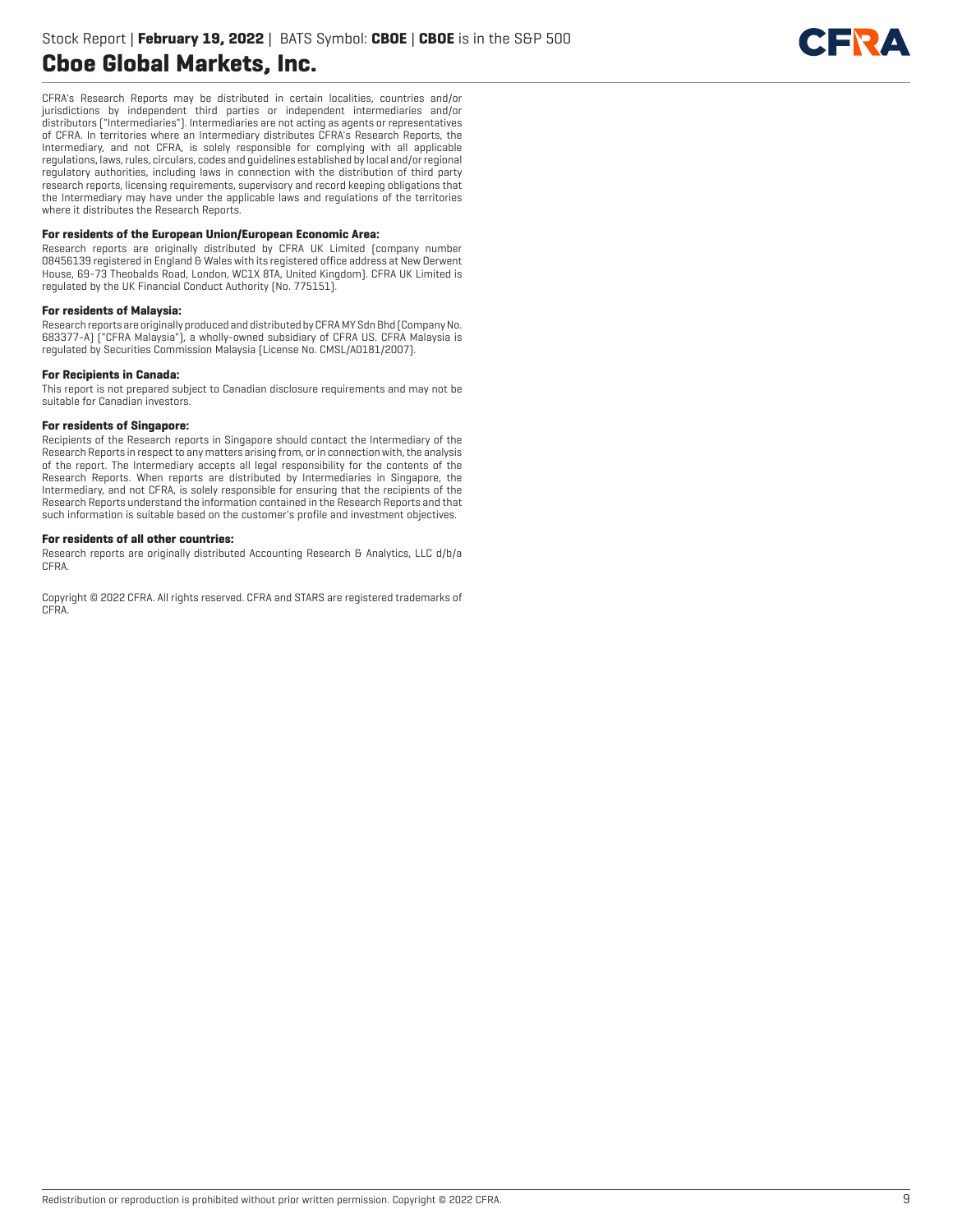CFRA's Research Reports may be distributed in certain localities, countries and/or jurisdictions by independent third parties or independent intermediaries and/or distributors ("Intermediaries"). Intermediaries are not acting as agents or representatives of CFRA. In territories where an Intermediary distributes CFRA's Research Reports, the Intermediary, and not CFRA, is solely responsible for complying with all applicable regulations, laws, rules, circulars, codes and guidelines established by local and/or regional regulatory authorities, including laws in connection with the distribution of third party research reports, licensing requirements, supervisory and record keeping obligations that the Intermediary may have under the applicable laws and regulations of the territories where it distributes the Research Reports.

**For residents of the European Union/European Economic Area:**
Research reports are originally distributed by CFRA UK Limited (company number 08456139 registered in England & Wales with its registered office address at New Derwent House, 69-73 Theobalds Road, London, WC1X 8TA, United Kingdom). CFRA UK Limited is regulated by the UK Financial Conduct Authority (No. 775151).

**For residents of Malaysia:**
Research reports are originally produced and distributed by CFRA MY Sdn Bhd (Company No. 683377-A) ("CFRA Malaysia"), a wholly-owned subsidiary of CFRA US. CFRA Malaysia is regulated by Securities Commission Malaysia (License No. CMSL/A0181/2007).

**For Recipients in Canada:**
This report is not prepared subject to Canadian disclosure requirements and may not be suitable for Canadian investors.

**For residents of Singapore:**
Recipients of the Research reports in Singapore should contact the Intermediary of the Research Reports in respect to any matters arising from, or in connection with, the analysis of the report. The Intermediary accepts all legal responsibility for the contents of the Research Reports. When reports are distributed by Intermediaries in Singapore, the Intermediary, and not CFRA, is solely responsible for ensuring that the recipients of the Research Reports understand the information contained in the Research Reports and that such information is suitable based on the customer's profile and investment objectives.

**For residents of all other countries:**
Research reports are originally distributed Accounting Research & Analytics, LLC d/b/a CFRA.

Copyright © 2022 CFRA. All rights reserved. CFRA and STARS are registered trademarks of CFRA.